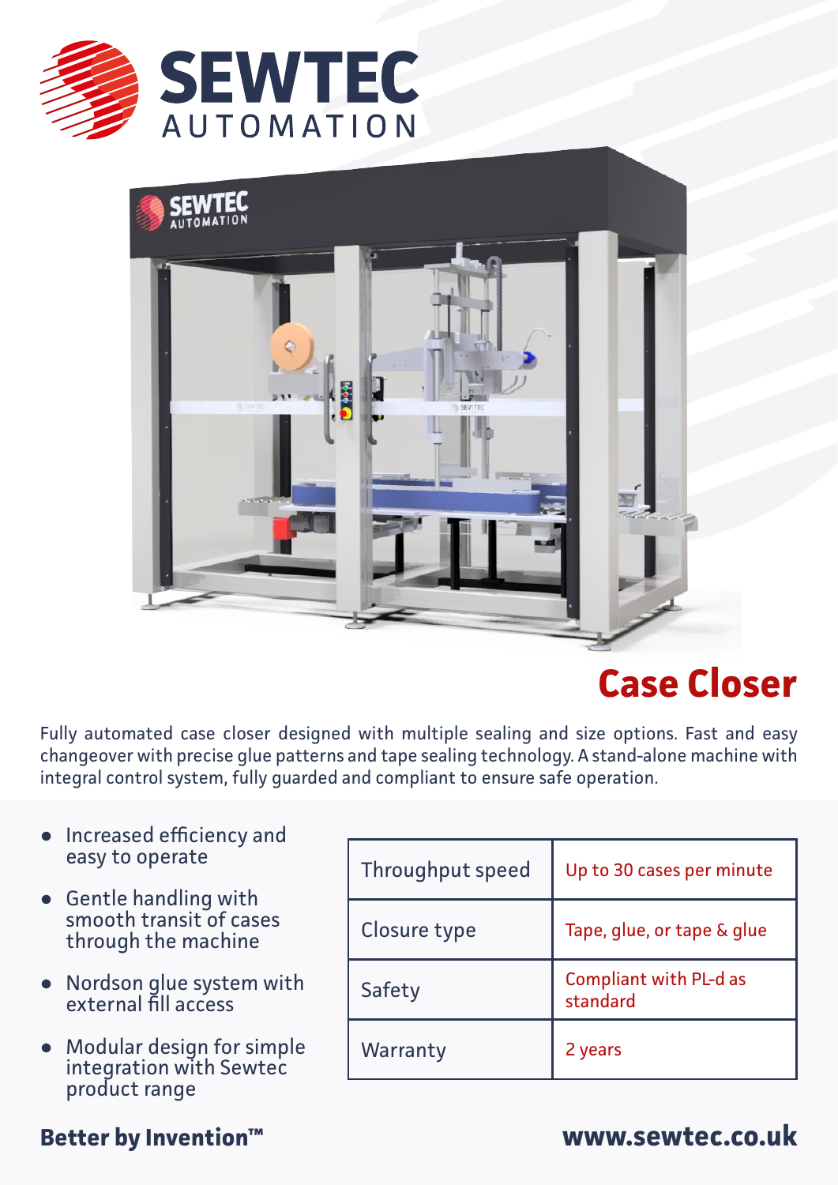SEWTEC AUTOMATION

# Case Closer

Fully automated case closer designed with multiple sealing and size options. Fast and easy changeover with precise glue patterns and tape sealing technology. A stand-alone machine with integral control system, fully guarded and compliant to ensure safe operation.

- Increased efficiency and easy to operate
- Gentle handling with smooth transit of cases through the machine
- Nordson glue system with external fill access
- Modular design for simple integration with Sewtec product range

| | |
|---|---|
| Throughput speed | Up to 30 cases per minute |
| Closure type | Tape, glue, or tape & glue |
| Safety | Compliant with PL-d as standard |
| Warranty | 2 years |

**Better by Invention™**

**www.sewtec.co.uk**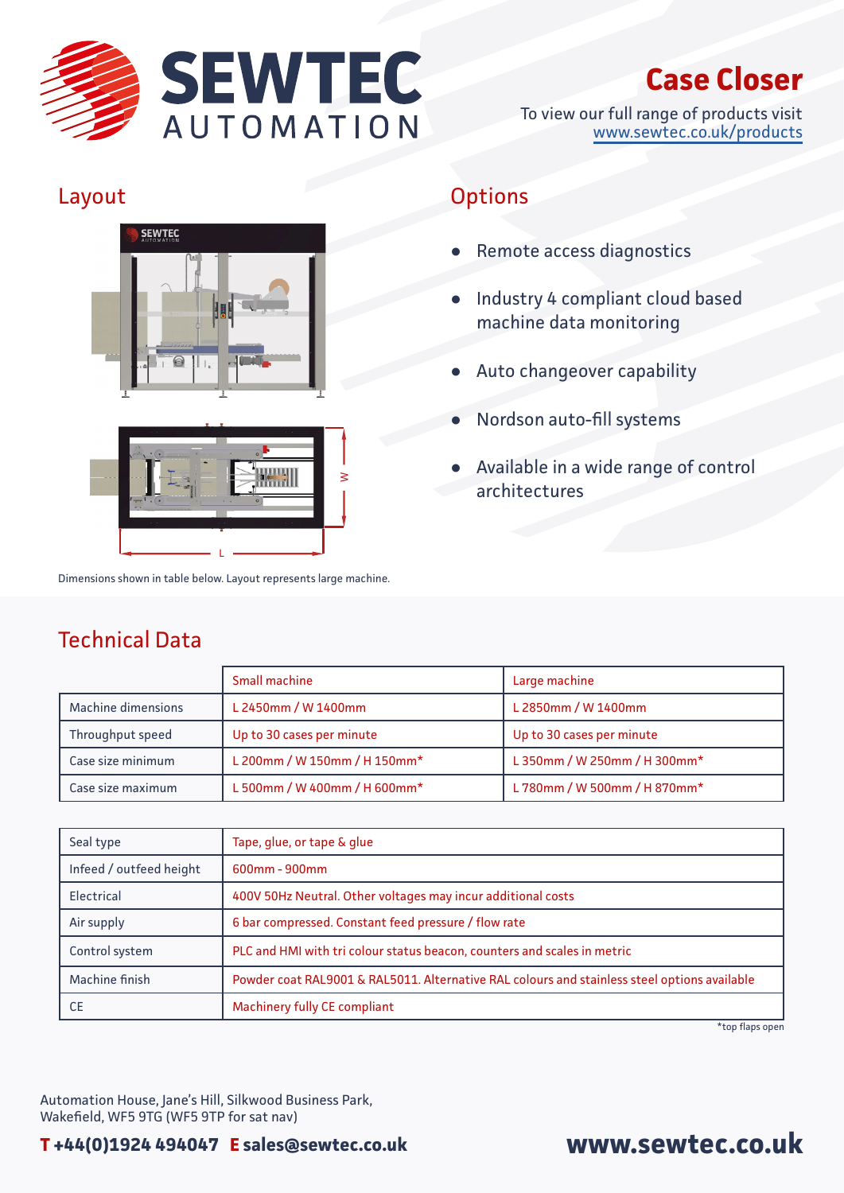# Case Closer

To view our full range of products visit www.sewtec.co.uk/products

## Layout

W

L

Dimensions shown in table below. Layout represents large machine.

## Options

- Remote access diagnostics
- Industry 4 compliant cloud based machine data monitoring
- Auto changeover capability
- Nordson auto-fill systems
- Available in a wide range of control architectures

## Technical Data

| | Small machine | Large machine |
|---|---|---|
| Machine dimensions | L 2450mm / W 1400mm | L 2850mm / W 1400mm |
| Throughput speed | Up to 30 cases per minute | Up to 30 cases per minute |
| Case size minimum | L 200mm / W 150mm / H 150mm* | L 350mm / W 250mm / H 300mm* |
| Case size maximum | L 500mm / W 400mm / H 600mm* | L 780mm / W 500mm / H 870mm* |

| | |
|---|---|
| Seal type | Tape, glue, or tape & glue |
| Infeed / outfeed height | 600mm - 900mm |
| Electrical | 400V 50Hz Neutral. Other voltages may incur additional costs |
| Air supply | 6 bar compressed. Constant feed pressure / flow rate |
| Control system | PLC and HMI with tri colour status beacon, counters and scales in metric |
| Machine finish | Powder coat RAL9001 & RAL5011. Alternative RAL colours and stainless steel options available |
| CE | Machinery fully CE compliant |

*top flaps open

Automation House, Jane's Hill, Silkwood Business Park, Wakefield, WF5 9TG (WF5 9TP for sat nav)

**T** +44(0)1924 494047 **E** sales@sewtec.co.uk

**www.sewtec.co.uk**